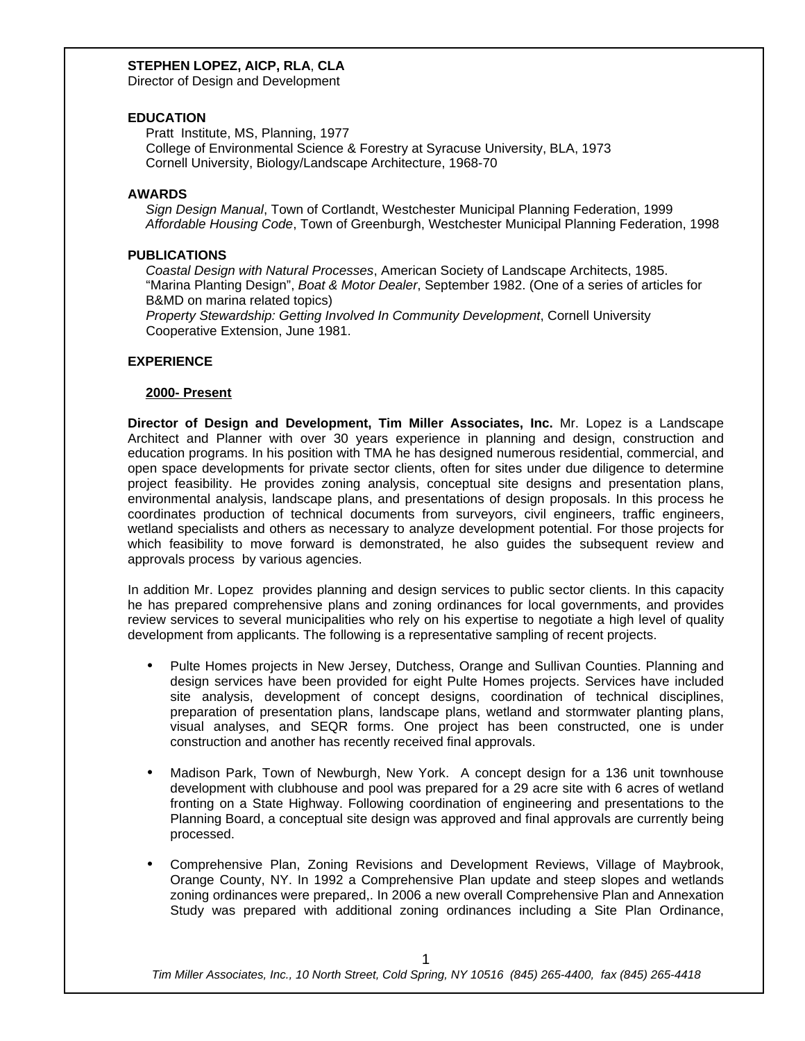**STEPHEN LOPEZ, AICP, RLA**, **CLA**
Director of Design and Development

**EDUCATION**

Pratt Institute, MS, Planning, 1977
College of Environmental Science & Forestry at Syracuse University, BLA, 1973
Cornell University, Biology/Landscape Architecture, 1968-70

**AWARDS**

*Sign Design Manual*, Town of Cortlandt, Westchester Municipal Planning Federation, 1999
*Affordable Housing Code*, Town of Greenburgh, Westchester Municipal Planning Federation, 1998

**PUBLICATIONS**

*Coastal Design with Natural Processes*, American Society of Landscape Architects, 1985.
"Marina Planting Design", *Boat & Motor Dealer*, September 1982. (One of a series of articles for B&MD on marina related topics)
*Property Stewardship: Getting Involved In Community Development*, Cornell University Cooperative Extension, June 1981.

**EXPERIENCE**

**2000- Present**

**Director of Design and Development, Tim Miller Associates, Inc.** Mr. Lopez is a Landscape Architect and Planner with over 30 years experience in planning and design, construction and education programs. In his position with TMA he has designed numerous residential, commercial, and open space developments for private sector clients, often for sites under due diligence to determine project feasibility. He provides zoning analysis, conceptual site designs and presentation plans, environmental analysis, landscape plans, and presentations of design proposals. In this process he coordinates production of technical documents from surveyors, civil engineers, traffic engineers, wetland specialists and others as necessary to analyze development potential. For those projects for which feasibility to move forward is demonstrated, he also guides the subsequent review and approvals process by various agencies.

In addition Mr. Lopez provides planning and design services to public sector clients. In this capacity he has prepared comprehensive plans and zoning ordinances for local governments, and provides review services to several municipalities who rely on his expertise to negotiate a high level of quality development from applicants. The following is a representative sampling of recent projects.

- Pulte Homes projects in New Jersey, Dutchess, Orange and Sullivan Counties. Planning and design services have been provided for eight Pulte Homes projects. Services have included site analysis, development of concept designs, coordination of technical disciplines, preparation of presentation plans, landscape plans, wetland and stormwater planting plans, visual analyses, and SEQR forms. One project has been constructed, one is under construction and another has recently received final approvals.

- Madison Park, Town of Newburgh, New York. A concept design for a 136 unit townhouse development with clubhouse and pool was prepared for a 29 acre site with 6 acres of wetland fronting on a State Highway. Following coordination of engineering and presentations to the Planning Board, a conceptual site design was approved and final approvals are currently being processed.

- Comprehensive Plan, Zoning Revisions and Development Reviews, Village of Maybrook, Orange County, NY. In 1992 a Comprehensive Plan update and steep slopes and wetlands zoning ordinances were prepared,. In 2006 a new overall Comprehensive Plan and Annexation Study was prepared with additional zoning ordinances including a Site Plan Ordinance,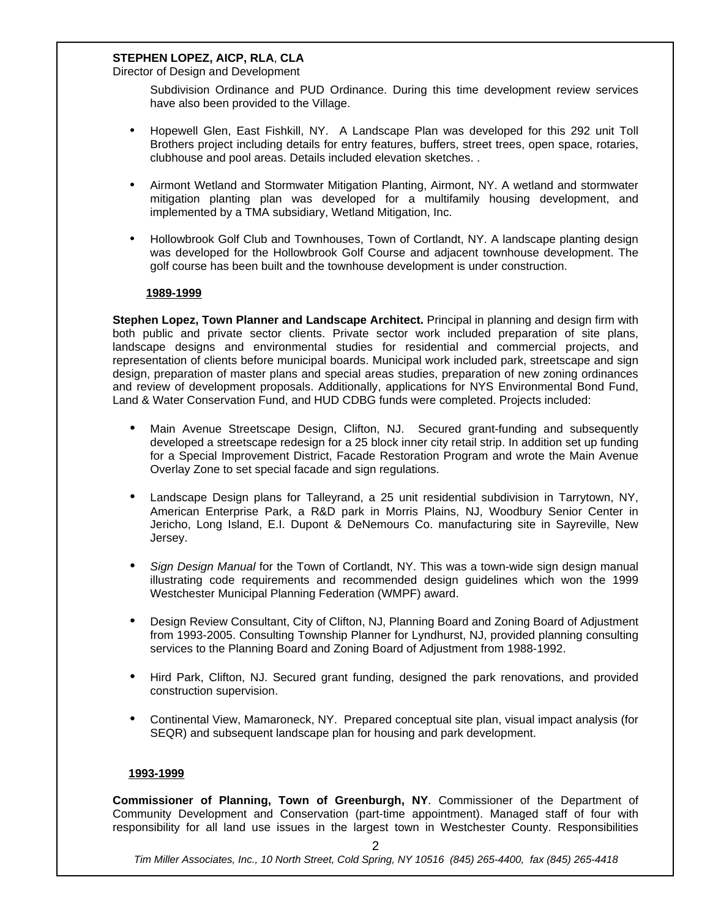**STEPHEN LOPEZ, AICP, RLA**, **CLA**
Director of Design and Development

Subdivision Ordinance and PUD Ordinance. During this time development review services have also been provided to the Village.

- Hopewell Glen, East Fishkill, NY. A Landscape Plan was developed for this 292 unit Toll Brothers project including details for entry features, buffers, street trees, open space, rotaries, clubhouse and pool areas. Details included elevation sketches. .

- Airmont Wetland and Stormwater Mitigation Planting, Airmont, NY. A wetland and stormwater mitigation planting plan was developed for a multifamily housing development, and implemented by a TMA subsidiary, Wetland Mitigation, Inc.

- Hollowbrook Golf Club and Townhouses, Town of Cortlandt, NY. A landscape planting design was developed for the Hollowbrook Golf Course and adjacent townhouse development. The golf course has been built and the townhouse development is under construction.

**1989-1999**

**Stephen Lopez, Town Planner and Landscape Architect.** Principal in planning and design firm with both public and private sector clients. Private sector work included preparation of site plans, landscape designs and environmental studies for residential and commercial projects, and representation of clients before municipal boards. Municipal work included park, streetscape and sign design, preparation of master plans and special areas studies, preparation of new zoning ordinances and review of development proposals. Additionally, applications for NYS Environmental Bond Fund, Land & Water Conservation Fund, and HUD CDBG funds were completed. Projects included:

- Main Avenue Streetscape Design, Clifton, NJ. Secured grant-funding and subsequently developed a streetscape redesign for a 25 block inner city retail strip. In addition set up funding for a Special Improvement District, Facade Restoration Program and wrote the Main Avenue Overlay Zone to set special facade and sign regulations.

- Landscape Design plans for Talleyrand, a 25 unit residential subdivision in Tarrytown, NY, American Enterprise Park, a R&D park in Morris Plains, NJ, Woodbury Senior Center in Jericho, Long Island, E.I. Dupont & DeNemours Co. manufacturing site in Sayreville, New Jersey.

- *Sign Design Manual* for the Town of Cortlandt, NY. This was a town-wide sign design manual illustrating code requirements and recommended design guidelines which won the 1999 Westchester Municipal Planning Federation (WMPF) award.

- Design Review Consultant, City of Clifton, NJ, Planning Board and Zoning Board of Adjustment from 1993-2005. Consulting Township Planner for Lyndhurst, NJ, provided planning consulting services to the Planning Board and Zoning Board of Adjustment from 1988-1992.

- Hird Park, Clifton, NJ. Secured grant funding, designed the park renovations, and provided construction supervision.

- Continental View, Mamaroneck, NY. Prepared conceptual site plan, visual impact analysis (for SEQR) and subsequent landscape plan for housing and park development.

**1993-1999**

**Commissioner of Planning, Town of Greenburgh, NY**. Commissioner of the Department of Community Development and Conservation (part-time appointment). Managed staff of four with responsibility for all land use issues in the largest town in Westchester County. Responsibilities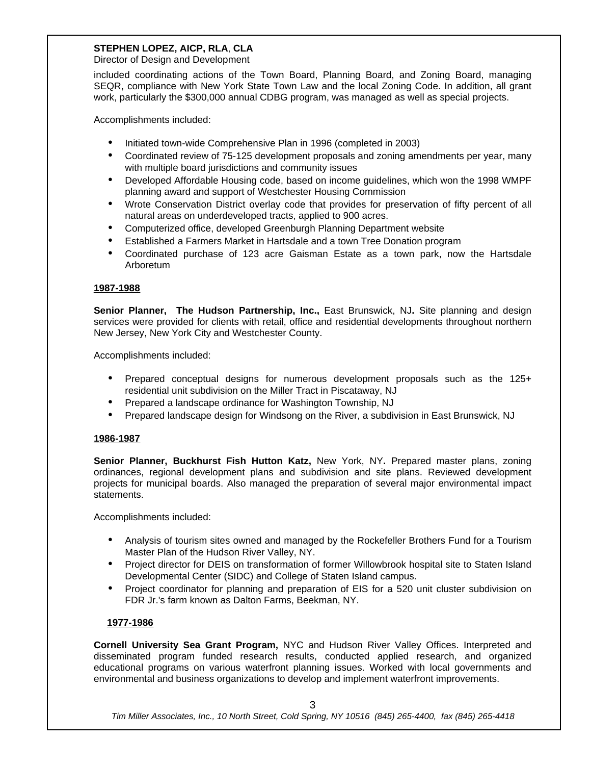**STEPHEN LOPEZ, AICP, RLA**, **CLA**
Director of Design and Development

included coordinating actions of the Town Board, Planning Board, and Zoning Board, managing SEQR, compliance with New York State Town Law and the local Zoning Code. In addition, all grant work, particularly the $300,000 annual CDBG program, was managed as well as special projects.

Accomplishments included:

- Initiated town-wide Comprehensive Plan in 1996 (completed in 2003)
- Coordinated review of 75-125 development proposals and zoning amendments per year, many with multiple board jurisdictions and community issues
- Developed Affordable Housing code, based on income guidelines, which won the 1998 WMPF planning award and support of Westchester Housing Commission
- Wrote Conservation District overlay code that provides for preservation of fifty percent of all natural areas on underdeveloped tracts, applied to 900 acres.
- Computerized office, developed Greenburgh Planning Department website
- Established a Farmers Market in Hartsdale and a town Tree Donation program
- Coordinated purchase of 123 acre Gaisman Estate as a town park, now the Hartsdale Arboretum

**1987-1988**

**Senior Planner, The Hudson Partnership, Inc.,** East Brunswick, NJ**.** Site planning and design services were provided for clients with retail, office and residential developments throughout northern New Jersey, New York City and Westchester County.

Accomplishments included:

- Prepared conceptual designs for numerous development proposals such as the 125+ residential unit subdivision on the Miller Tract in Piscataway, NJ
- Prepared a landscape ordinance for Washington Township, NJ
- Prepared landscape design for Windsong on the River, a subdivision in East Brunswick, NJ

**1986-1987**

**Senior Planner, Buckhurst Fish Hutton Katz,** New York, NY**.** Prepared master plans, zoning ordinances, regional development plans and subdivision and site plans. Reviewed development projects for municipal boards. Also managed the preparation of several major environmental impact statements.

Accomplishments included:

- Analysis of tourism sites owned and managed by the Rockefeller Brothers Fund for a Tourism Master Plan of the Hudson River Valley, NY.
- Project director for DEIS on transformation of former Willowbrook hospital site to Staten Island Developmental Center (SIDC) and College of Staten Island campus.
- Project coordinator for planning and preparation of EIS for a 520 unit cluster subdivision on FDR Jr.'s farm known as Dalton Farms, Beekman, NY.

**1977-1986**

**Cornell University Sea Grant Program,** NYC and Hudson River Valley Offices. Interpreted and disseminated program funded research results, conducted applied research, and organized educational programs on various waterfront planning issues. Worked with local governments and environmental and business organizations to develop and implement waterfront improvements.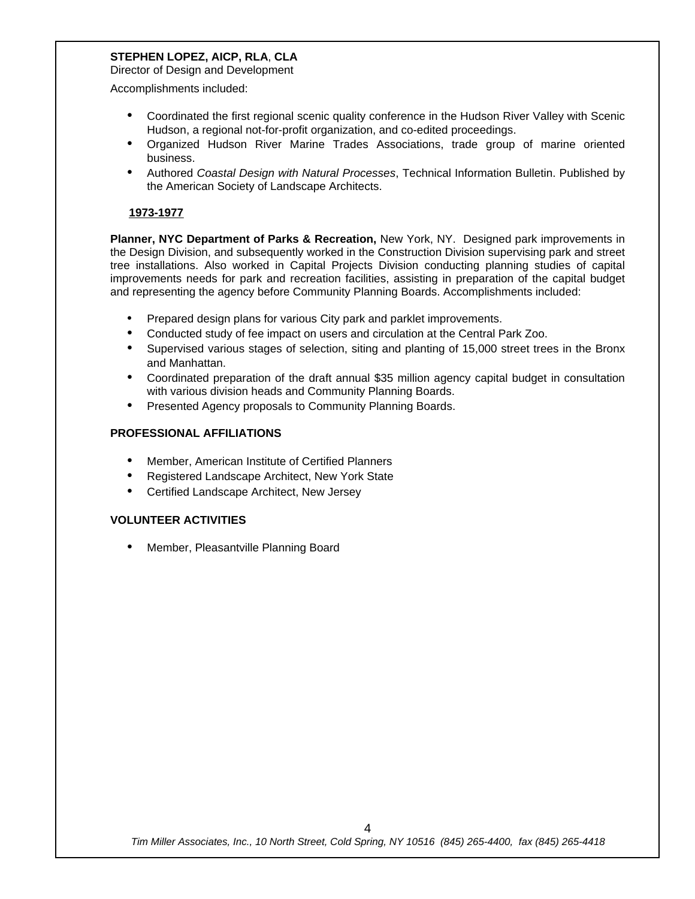**STEPHEN LOPEZ, AICP, RLA**, **CLA**
Director of Design and Development

Accomplishments included:

- Coordinated the first regional scenic quality conference in the Hudson River Valley with Scenic Hudson, a regional not-for-profit organization, and co-edited proceedings.
- Organized Hudson River Marine Trades Associations, trade group of marine oriented business.
- Authored *Coastal Design with Natural Processes*, Technical Information Bulletin. Published by the American Society of Landscape Architects.

**1973-1977**

**Planner, NYC Department of Parks & Recreation,** New York, NY. Designed park improvements in the Design Division, and subsequently worked in the Construction Division supervising park and street tree installations. Also worked in Capital Projects Division conducting planning studies of capital improvements needs for park and recreation facilities, assisting in preparation of the capital budget and representing the agency before Community Planning Boards. Accomplishments included:

- Prepared design plans for various City park and parklet improvements.
- Conducted study of fee impact on users and circulation at the Central Park Zoo.
- Supervised various stages of selection, siting and planting of 15,000 street trees in the Bronx and Manhattan.
- Coordinated preparation of the draft annual $35 million agency capital budget in consultation with various division heads and Community Planning Boards.
- Presented Agency proposals to Community Planning Boards.

## PROFESSIONAL AFFILIATIONS

- Member, American Institute of Certified Planners
- Registered Landscape Architect, New York State
- Certified Landscape Architect, New Jersey

## VOLUNTEER ACTIVITIES

- Member, Pleasantville Planning Board